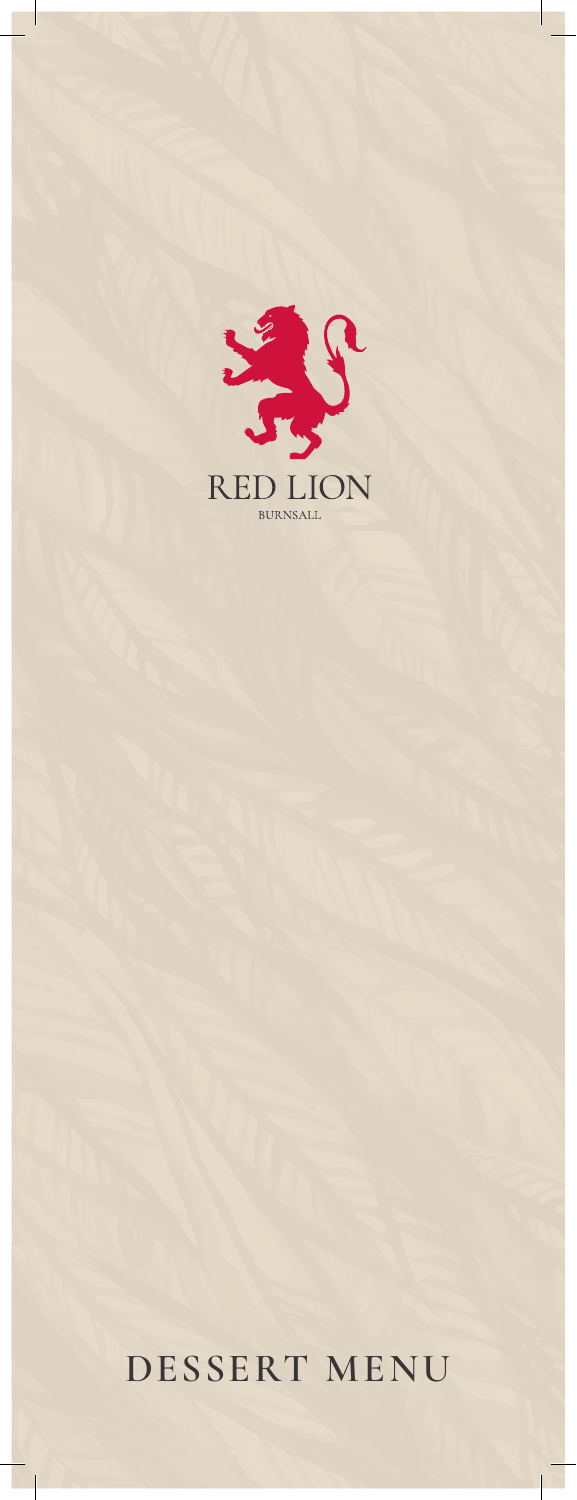# RED LION

BURNSALL

## DESSERT MENU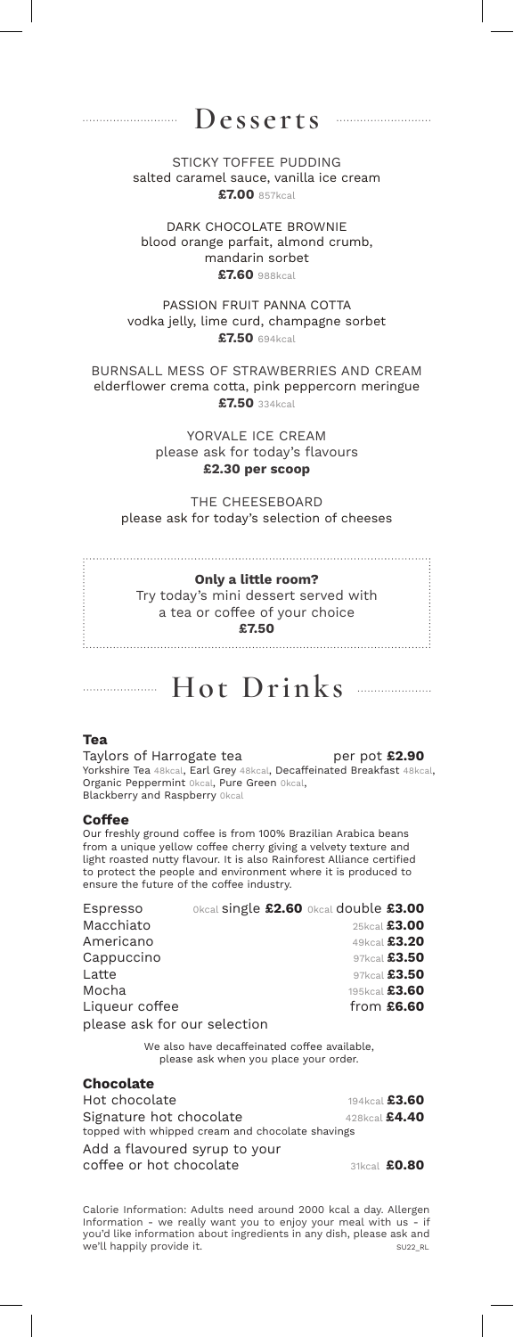# Desserts

STICKY TOFFEE PUDDING
salted caramel sauce, vanilla ice cream
**£7.00** 857kcal

DARK CHOCOLATE BROWNIE
blood orange parfait, almond crumb, mandarin sorbet
**£7.60** 988kcal

PASSION FRUIT PANNA COTTA
vodka jelly, lime curd, champagne sorbet
**£7.50** 694kcal

BURNSALL MESS OF STRAWBERRIES AND CREAM
elderflower crema cotta, pink peppercorn meringue
**£7.50** 334kcal

YORVALE ICE CREAM
please ask for today's flavours
**£2.30 per scoop**

THE CHEESEBOARD
please ask for today's selection of cheeses

**Only a little room?**
Try today's mini dessert served with a tea or coffee of your choice
**£7.50**

# Hot Drinks

### Tea

Taylors of Harrogate tea per pot **£2.90**
Yorkshire Tea 48kcal, Earl Grey 48kcal, Decaffeinated Breakfast 48kcal, Organic Peppermint 0kcal, Pure Green 0kcal, Blackberry and Raspberry 0kcal

### Coffee

Our freshly ground coffee is from 100% Brazilian Arabica beans from a unique yellow coffee cherry giving a velvety texture and light roasted nutty flavour. It is also Rainforest Alliance certified to protect the people and environment where it is produced to ensure the future of the coffee industry.

| | |
|---|---|
| Espresso | 0kcal single **£2.60** 0kcal double **£3.00** |
| Macchiato | 25kcal **£3.00** |
| Americano | 49kcal **£3.20** |
| Cappuccino | 97kcal **£3.50** |
| Latte | 97kcal **£3.50** |
| Mocha | 195kcal **£3.60** |
| Liqueur coffee | from **£6.60** |

please ask for our selection

We also have decaffeinated coffee available, please ask when you place your order.

### Chocolate

| | |
|---|---|
| Hot chocolate | 194kcal **£3.60** |
| Signature hot chocolate<br>topped with whipped cream and chocolate shavings | 428kcal **£4.40** |
| Add a flavoured syrup to your coffee or hot chocolate | 31kcal **£0.80** |

Calorie Information: Adults need around 2000 kcal a day. Allergen Information - we really want you to enjoy your meal with us - if you'd like information about ingredients in any dish, please ask and we'll happily provide it. SU22_RL